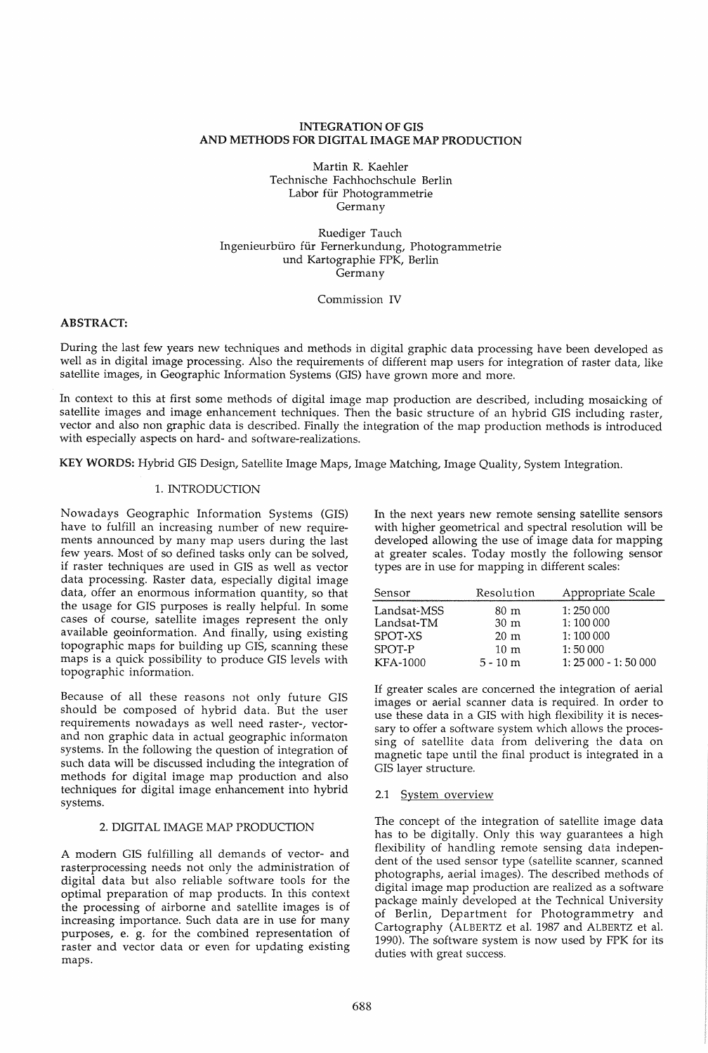# INTEGRATION OF GIS AND METHODS FOR DIGITAL IMAGE MAP PRODUCTION

Martin R. Kaehler
Technische Fachhochschule Berlin
Labor für Photogrammetrie
Germany

Ruediger Tauch
Ingenieurbüro für Fernerkundung, Photogrammetrie und Kartographie FPK, Berlin
Germany

Commission IV

**ABSTRACT:**

During the last few years new techniques and methods in digital graphic data processing have been developed as well as in digital image processing. Also the requirements of different map users for integration of raster data, like satellite images, in Geographic Information Systems (GIS) have grown more and more.

In context to this at first some methods of digital image map production are described, including mosaicking of satellite images and image enhancement techniques. Then the basic structure of an hybrid GIS including raster, vector and also non graphic data is described. Finally the integration of the map production methods is introduced with especially aspects on hard- and software-realizations.

**KEY WORDS:** Hybrid GIS Design, Satellite Image Maps, Image Matching, Image Quality, System Integration.

## 1. INTRODUCTION

Nowadays Geographic Information Systems (GIS) have to fulfill an increasing number of new requirements announced by many map users during the last few years. Most of so defined tasks only can be solved, if raster techniques are used in GIS as well as vector data processing. Raster data, especially digital image data, offer an enormous information quantity, so that the usage for GIS purposes is really helpful. In some cases of course, satellite images represent the only available geoinformation. And finally, using existing topographic maps for building up GIS, scanning these maps is a quick possibility to produce GIS levels with topographic information.

Because of all these reasons not only future GIS should be composed of hybrid data. But the user requirements nowadays as well need raster-, vector- and non graphic data in actual geographic informaton systems. In the following the question of integration of such data will be discussed including the integration of methods for digital image map production and also techniques for digital image enhancement into hybrid systems.

## 2. DIGITAL IMAGE MAP PRODUCTION

A modern GIS fulfilling all demands of vector- and rasterprocessing needs not only the administration of digital data but also reliable software tools for the optimal preparation of map products. In this context the processing of airborne and satellite images is of increasing importance. Such data are in use for many purposes, e. g. for the combined representation of raster and vector data or even for updating existing maps.

In the next years new remote sensing satellite sensors with higher geometrical and spectral resolution will be developed allowing the use of image data for mapping at greater scales. Today mostly the following sensor types are in use for mapping in different scales:

| Sensor | Resolution | Appropriate Scale |
|---|---|---|
| Landsat-MSS | 80 m | 1: 250 000 |
| Landsat-TM | 30 m | 1: 100 000 |
| SPOT-XS | 20 m | 1: 100 000 |
| SPOT-P | 10 m | 1: 50 000 |
| KFA-1000 | 5 - 10 m | 1: 25 000 - 1: 50 000 |

If greater scales are concerned the integration of aerial images or aerial scanner data is required. In order to use these data in a GIS with high flexibility it is necessary to offer a software system which allows the processing of satellite data from delivering the data on magnetic tape until the final product is integrated in a GIS layer structure.

### 2.1 System overview

The concept of the integration of satellite image data has to be digitally. Only this way guarantees a high flexibility of handling remote sensing data independent of the used sensor type (satellite scanner, scanned photographs, aerial images). The described methods of digital image map production are realized as a software package mainly developed at the Technical University of Berlin, Department for Photogrammetry and Cartography (ALBERTZ et al. 1987 and ALBERTZ et al. 1990). The software system is now used by FPK for its duties with great success.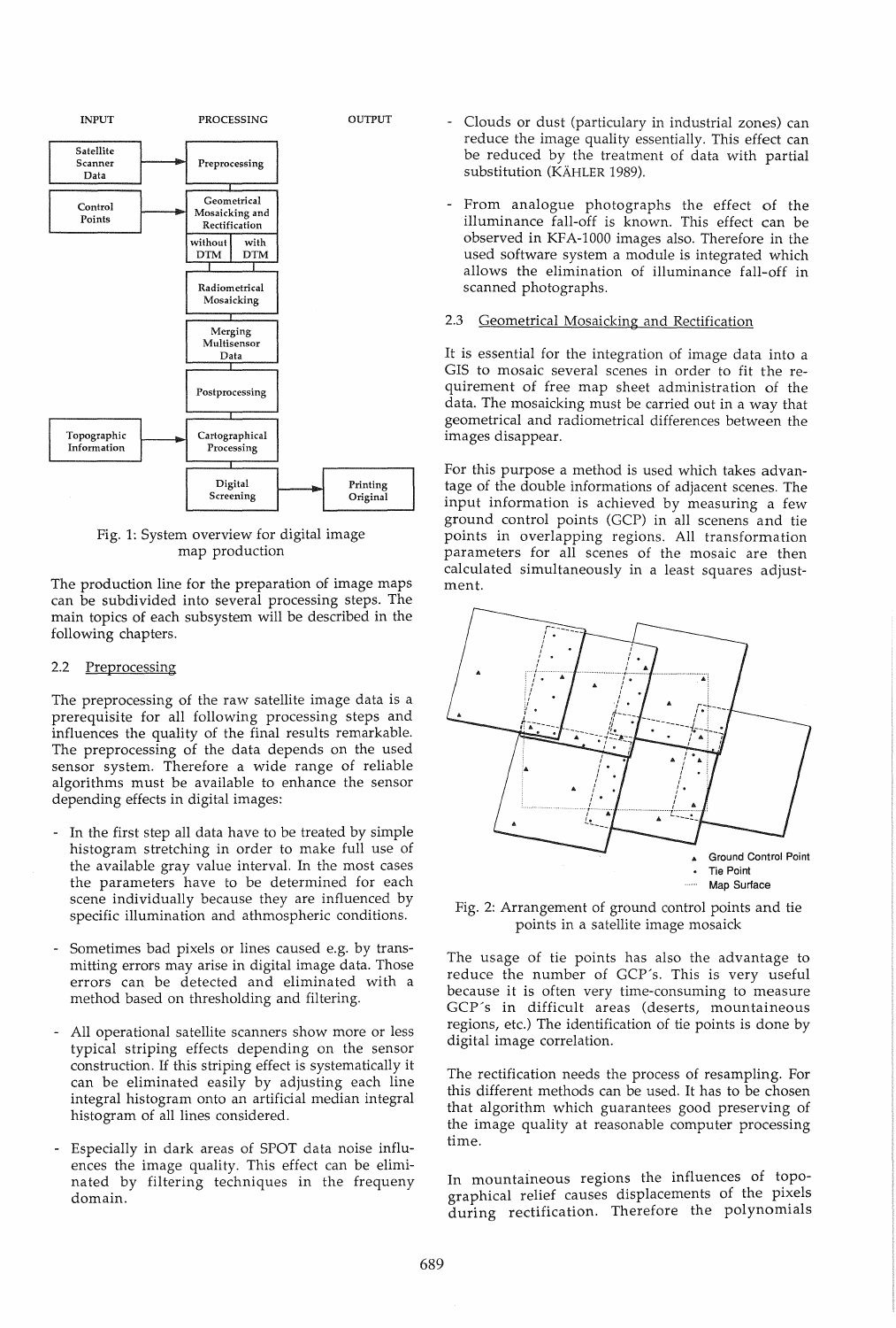INPUT PROCESSING OUTPUT

Fig. 1: System overview for digital image map production

The production line for the preparation of image maps can be subdivided into several processing steps. The main topics of each subsystem will be described in the following chapters.

## 2.2 Preprocessing

The preprocessing of the raw satellite image data is a prerequisite for all following processing steps and influences the quality of the final results remarkable. The preprocessing of the data depends on the used sensor system. Therefore a wide range of reliable algorithms must be available to enhance the sensor depending effects in digital images:

- In the first step all data have to be treated by simple histogram stretching in order to make full use of the available gray value interval. In the most cases the parameters have to be determined for each scene individually because they are influenced by specific illumination and athmospheric conditions.
- Sometimes bad pixels or lines caused e.g. by transmitting errors may arise in digital image data. Those errors can be detected and eliminated with a method based on thresholding and filtering.
- All operational satellite scanners show more or less typical striping effects depending on the sensor construction. If this striping effect is systematically it can be eliminated easily by adjusting each line integral histogram onto an artificial median integral histogram of all lines considered.
- Especially in dark areas of SPOT data noise influences the image quality. This effect can be eliminated by filtering techniques in the frequeny domain.
- Clouds or dust (particulary in industrial zones) can reduce the image quality essentially. This effect can be reduced by the treatment of data with partial substitution (KÄHLER 1989).
- From analogue photographs the effect of the illuminance fall-off is known. This effect can be observed in KFA-1000 images also. Therefore in the used software system a module is integrated which allows the elimination of illuminance fall-off in scanned photographs.

## 2.3 Geometrical Mosaicking and Rectification

It is essential for the integration of image data into a GIS to mosaic several scenes in order to fit the requirement of free map sheet administration of the data. The mosaicking must be carried out in a way that geometrical and radiometrical differences between the images disappear.

For this purpose a method is used which takes advantage of the double informations of adjacent scenes. The input information is achieved by measuring a few ground control points (GCP) in all scenens and tie points in overlapping regions. All transformation parameters for all scenes of the mosaic are then calculated simultaneously in a least squares adjustment.

Fig. 2: Arrangement of ground control points and tie points in a satellite image mosaick

The usage of tie points has also the advantage to reduce the number of GCP´s. This is very useful because it is often very time-consuming to measure GCP´s in difficult areas (deserts, mountaineous regions, etc.) The identification of tie points is done by digital image correlation.

The rectification needs the process of resampling. For this different methods can be used. It has to be chosen that algorithm which guarantees good preserving of the image quality at reasonable computer processing time.

In mountaineous regions the influences of topographical relief causes displacements of the pixels during rectification. Therefore the polynomials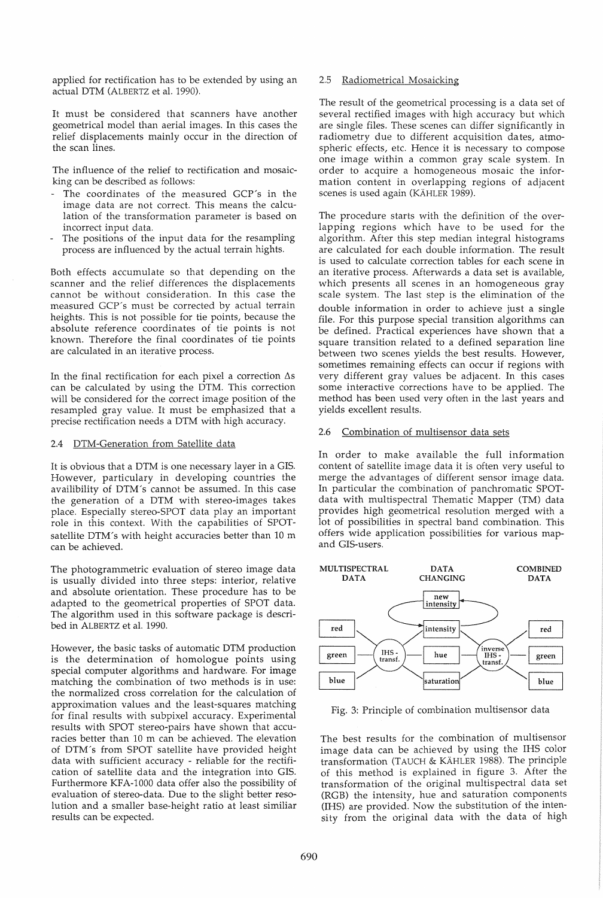applied for rectification has to be extended by using an actual DTM (ALBERTZ et al. 1990).

It must be considered that scanners have another geometrical model than aerial images. In this cases the relief displacements mainly occur in the direction of the scan lines.

The influence of the relief to rectification and mosaicking can be described as follows:

- The coordinates of the measured GCP's in the image data are not correct. This means the calculation of the transformation parameter is based on incorrect input data.
- The positions of the input data for the resampling process are influenced by the actual terrain hights.

Both effects accumulate so that depending on the scanner and the relief differences the displacements cannot be without consideration. In this case the measured GCP's must be corrected by actual terrain heights. This is not possible for tie points, because the absolute reference coordinates of tie points is not known. Therefore the final coordinates of tie points are calculated in an iterative process.

In the final rectification for each pixel a correction $\Delta s$ can be calculated by using the DTM. This correction will be considered for the correct image position of the resampled gray value. It must be emphasized that a precise rectification needs a DTM with high accuracy.

## 2.4 DTM-Generation from Satellite data

It is obvious that a DTM is one necessary layer in a GIS. However, particulary in developing countries the availibility of DTM's cannot be assumed. In this case the generation of a DTM with stereo-images takes place. Especially stereo-SPOT data play an important role in this context. With the capabilities of SPOT-satellite DTM's with height accuracies better than 10 m can be achieved.

The photogrammetric evaluation of stereo image data is usually divided into three steps: interior, relative and absolute orientation. These procedure has to be adapted to the geometrical properties of SPOT data. The algorithm used in this software package is described in ALBERTZ et al. 1990.

However, the basic tasks of automatic DTM production is the determination of homologue points using special computer algorithms and hardware. For image matching the combination of two methods is in use: the normalized cross correlation for the calculation of approximation values and the least-squares matching for final results with subpixel accuracy. Experimental results with SPOT stereo-pairs have shown that accuracies better than 10 m can be achieved. The elevation of DTM's from SPOT satellite have provided height data with sufficient accuracy - reliable for the rectification of satellite data and the integration into GIS. Furthermore KFA-1000 data offer also the possibility of evaluation of stereo-data. Due to the slight better resolution and a smaller base-height ratio at least similiar results can be expected.

## 2.5 Radiometrical Mosaicking

The result of the geometrical processing is a data set of several rectified images with high accuracy but which are single files. These scenes can differ significantly in radiometry due to different acquisition dates, atmospheric effects, etc. Hence it is necessary to compose one image within a common gray scale system. In order to acquire a homogeneous mosaic the information content in overlapping regions of adjacent scenes is used again (KÄHLER 1989).

The procedure starts with the definition of the overlapping regions which have to be used for the algorithm. After this step median integral histograms are calculated for each double information. The result is used to calculate correction tables for each scene in an iterative process. Afterwards a data set is available, which presents all scenes in an homogeneous gray scale system. The last step is the elimination of the double information in order to achieve just a single file. For this purpose special transition algorithms can be defined. Practical experiences have shown that a square transition related to a defined separation line between two scenes yields the best results. However, sometimes remaining effects can occur if regions with very different gray values be adjacent. In this cases some interactive corrections have to be applied. The method has been used very often in the last years and yields excellent results.

## 2.6 Combination of multisensor data sets

In order to make available the full information content of satellite image data it is often very useful to merge the advantages of different sensor image data. In particular the combination of panchromatic SPOT-data with multispectral Thematic Mapper (TM) data provides high geometrical resolution merged with a lot of possibilities in spectral band combination. This offers wide application possibilities for various map- and GIS-users.

MULTISPECTRAL DATA — DATA CHANGING — COMBINED DATA

red, green, blue → IHS-transf. → intensity, hue, saturation (new intensity replaces intensity) → inverse IHS-transf. → red, green, blue

Fig. 3: Principle of combination multisensor data

The best results for the combination of multisensor image data can be achieved by using the IHS color transformation (TAUCH & KÄHLER 1988). The principle of this method is explained in figure 3. After the transformation of the original multispectral data set (RGB) the intensity, hue and saturation components (IHS) are provided. Now the substitution of the intensity from the original data with the data of high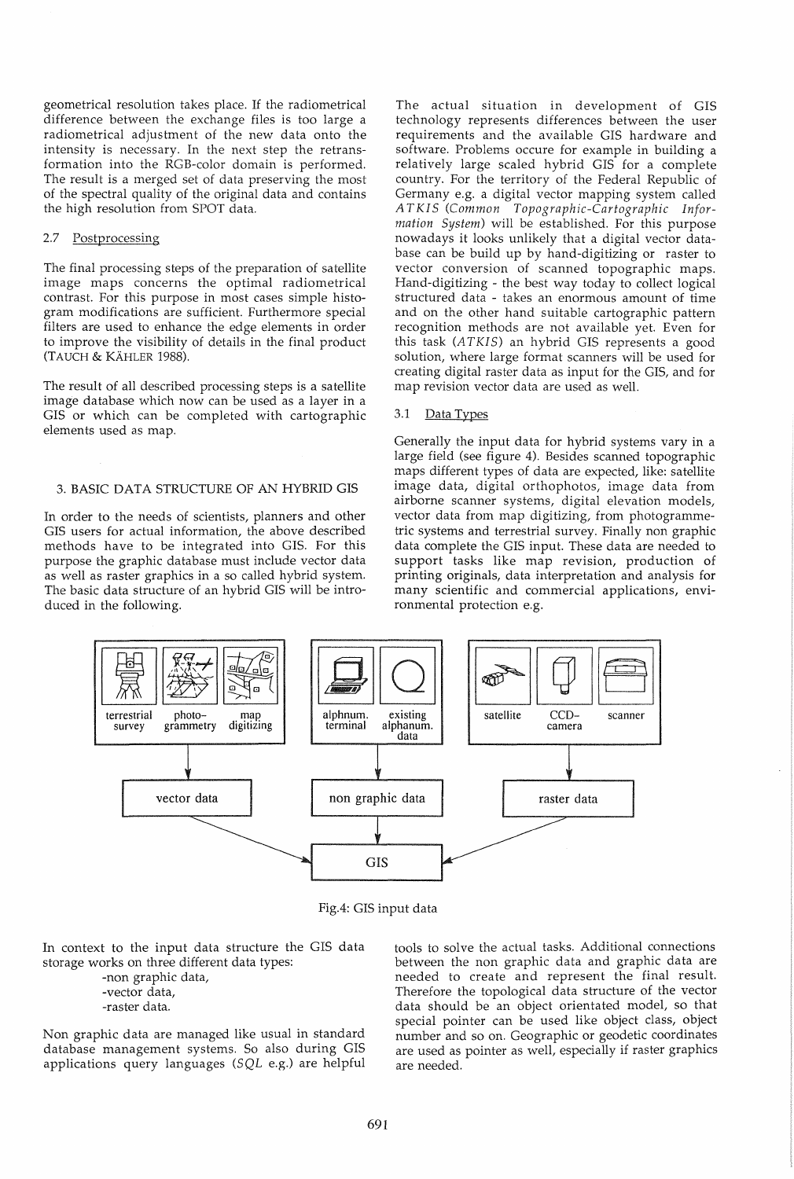geometrical resolution takes place. If the radiometrical difference between the exchange files is too large a radiometrical adjustment of the new data onto the intensity is necessary. In the next step the retransformation into the RGB-color domain is performed. The result is a merged set of data preserving the most of the spectral quality of the original data and contains the high resolution from SPOT data.

### 2.7 Postprocessing

The final processing steps of the preparation of satellite image maps concerns the optimal radiometrical contrast. For this purpose in most cases simple histogram modifications are sufficient. Furthermore special filters are used to enhance the edge elements in order to improve the visibility of details in the final product (TAUCH & KÄHLER 1988).

The result of all described processing steps is a satellite image database which now can be used as a layer in a GIS or which can be completed with cartographic elements used as map.

## 3. BASIC DATA STRUCTURE OF AN HYBRID GIS

In order to the needs of scientists, planners and other GIS users for actual information, the above described methods have to be integrated into GIS. For this purpose the graphic database must include vector data as well as raster graphics in a so called hybrid system. The basic data structure of an hybrid GIS will be introduced in the following.

The actual situation in development of GIS technology represents differences between the user requirements and the available GIS hardware and software. Problems occure for example in building a relatively large scaled hybrid GIS for a complete country. For the territory of the Federal Republic of Germany e.g. a digital vector mapping system called *ATKIS* (*Common Topographic-Cartographic Information System*) will be established. For this purpose nowadays it looks unlikely that a digital vector database can be build up by hand-digitizing or raster to vector conversion of scanned topographic maps. Hand-digitizing - the best way today to collect logical structured data - takes an enormous amount of time and on the other hand suitable cartographic pattern recognition methods are not available yet. Even for this task (*ATKIS*) an hybrid GIS represents a good solution, where large format scanners will be used for creating digital raster data as input for the GIS, and for map revision vector data are used as well.

### 3.1 Data Types

Generally the input data for hybrid systems vary in a large field (see figure 4). Besides scanned topographic maps different types of data are expected, like: satellite image data, digital orthophotos, image data from airborne scanner systems, digital elevation models, vector data from map digitizing, from photogrammetric systems and terrestrial survey. Finally non graphic data complete the GIS input. These data are needed to support tasks like map revision, production of printing originals, data interpretation and analysis for many scientific and commercial applications, environmental protection e.g.

terrestrial survey | photo-grammetry | map digitizing → vector data
alphnum. terminal | existing alphanum. data → non graphic data
satellite | CCD-camera | scanner → raster data
vector data, non graphic data, raster data → GIS

Fig.4: GIS input data

In context to the input data structure the GIS data storage works on three different data types:

- non graphic data,
- vector data,
- raster data.

Non graphic data are managed like usual in standard database management systems. So also during GIS applications query languages (*SQL* e.g.) are helpful tools to solve the actual tasks. Additional connections between the non graphic data and graphic data are needed to create and represent the final result. Therefore the topological data structure of the vector data should be an object orientated model, so that special pointer can be used like object class, object number and so on. Geographic or geodetic coordinates are used as pointer as well, especially if raster graphics are needed.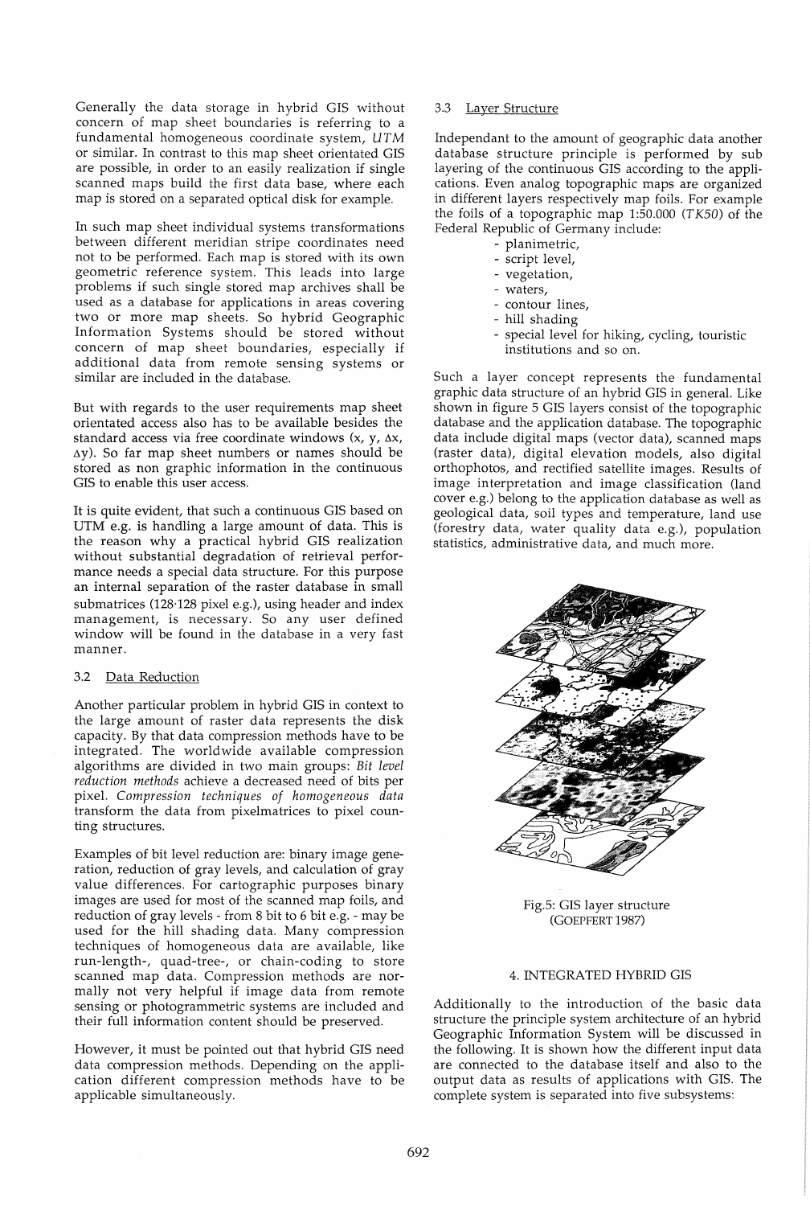Generally the data storage in hybrid GIS without concern of map sheet boundaries is referring to a fundamental homogeneous coordinate system, *UTM* or similar. In contrast to this map sheet orientated GIS are possible, in order to an easily realization if single scanned maps build the first data base, where each map is stored on a separated optical disk for example.

In such map sheet individual systems transformations between different meridian stripe coordinates need not to be performed. Each map is stored with its own geometric reference system. This leads into large problems if such single stored map archives shall be used as a database for applications in areas covering two or more map sheets. So hybrid Geographic Information Systems should be stored without concern of map sheet boundaries, especially if additional data from remote sensing systems or similar are included in the database.

But with regards to the user requirements map sheet orientated access also has to be available besides the standard access via free coordinate windows (x, y, $\Delta x$, $\Delta y$). So far map sheet numbers or names should be stored as non graphic information in the continuous GIS to enable this user access.

It is quite evident, that such a continuous GIS based on UTM e.g. is handling a large amount of data. This is the reason why a practical hybrid GIS realization without substantial degradation of retrieval performance needs a special data structure. For this purpose an internal separation of the raster database in small submatrices (128·128 pixel e.g.), using header and index management, is necessary. So any user defined window will be found in the database in a very fast manner.

### 3.2 Data Reduction

Another particular problem in hybrid GIS in context to the large amount of raster data represents the disk capacity. By that data compression methods have to be integrated. The worldwide available compression algorithms are divided in two main groups: *Bit level reduction methods* achieve a decreased need of bits per pixel. *Compression techniques of homogeneous data* transform the data from pixelmatrices to pixel counting structures.

Examples of bit level reduction are: binary image generation, reduction of gray levels, and calculation of gray value differences. For cartographic purposes binary images are used for most of the scanned map foils, and reduction of gray levels - from 8 bit to 6 bit e.g. - may be used for the hill shading data. Many compression techniques of homogeneous data are available, like run-length-, quad-tree-, or chain-coding to store scanned map data. Compression methods are normally not very helpful if image data from remote sensing or photogrammetric systems are included and their full information content should be preserved.

However, it must be pointed out that hybrid GIS need data compression methods. Depending on the application different compression methods have to be applicable simultaneously.

### 3.3 Layer Structure

Independant to the amount of geographic data another database structure principle is performed by sub layering of the continuous GIS according to the applications. Even analog topographic maps are organized in different layers respectively map foils. For example the foils of a topographic map 1:50.000 (*TK50*) of the Federal Republic of Germany include:

- planimetric,
- script level,
- vegetation,
- waters,
- contour lines,
- hill shading
- special level for hiking, cycling, touristic institutions and so on.

Such a layer concept represents the fundamental graphic data structure of an hybrid GIS in general. Like shown in figure 5 GIS layers consist of the topographic database and the application database. The topographic data include digital maps (vector data), scanned maps (raster data), digital elevation models, also digital orthophotos, and rectified satellite images. Results of image interpretation and image classification (land cover e.g.) belong to the application database as well as geological data, soil types and temperature, land use (forestry data, water quality data e.g.), population statistics, administrative data, and much more.

Fig.5: GIS layer structure (GOEPFERT 1987)

## 4. INTEGRATED HYBRID GIS

Additionally to the introduction of the basic data structure the principle system architecture of an hybrid Geographic Information System will be discussed in the following. It is shown how the different input data are connected to the database itself and also to the output data as results of applications with GIS. The complete system is separated into five subsystems: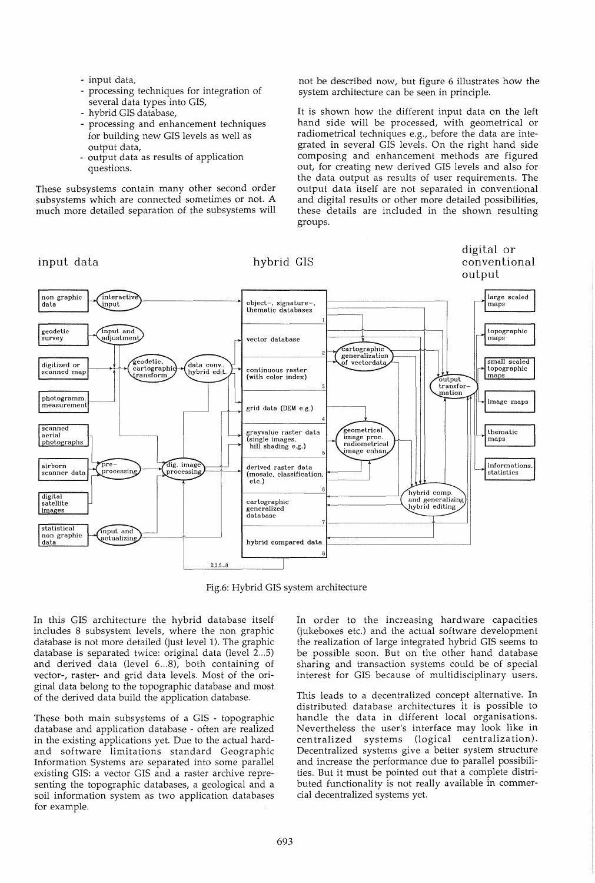- input data,
- processing techniques for integration of several data types into GIS,
- hybrid GIS database,
- processing and enhancement techniques for building new GIS levels as well as output data,
- output data as results of application questions.

These subsystems contain many other second order subsystems which are connected sometimes or not. A much more detailed separation of the subsystems will not be described now, but figure 6 illustrates how the system architecture can be seen in principle.

It is shown how the different input data on the left hand side will be processed, with geometrical or radiometrical techniques e.g., before the data are integrated in several GIS levels. On the right hand side composing and enhancement methods are figured out, for creating new derived GIS levels and also for the data output as results of user requirements. The output data itself are not separated in conventional and digital results or other more detailed possibilities, these details are included in the shown resulting groups.

Fig.6: Hybrid GIS system architecture

In this GIS architecture the hybrid database itself includes 8 subsystem levels, where the non graphic database is not more detailed (just level 1). The graphic database is separated twice: original data (level 2...5) and derived data (level 6...8), both containing of vector-, raster- and grid data levels. Most of the original data belong to the topographic database and most of the derived data build the application database.

These both main subsystems of a GIS - topographic database and application database - often are realized in the existing applications yet. Due to the actual hard- and software limitations standard Geographic Information Systems are separated into some parallel existing GIS: a vector GIS and a raster archive representing the topographic databases, a geological and a soil information system as two application databases for example.

In order to the increasing hardware capacities (jukeboxes etc.) and the actual software development the realization of large integrated hybrid GIS seems to be possible soon. But on the other hand database sharing and transaction systems could be of special interest for GIS because of multidisciplinary users.

This leads to a decentralized concept alternative. In distributed database architectures it is possible to handle the data in different local organisations. Nevertheless the user's interface may look like in centralized systems (logical centralization). Decentralized systems give a better system structure and increase the performance due to parallel possibilities. But it must be pointed out that a complete distributed functionality is not really available in commercial decentralized systems yet.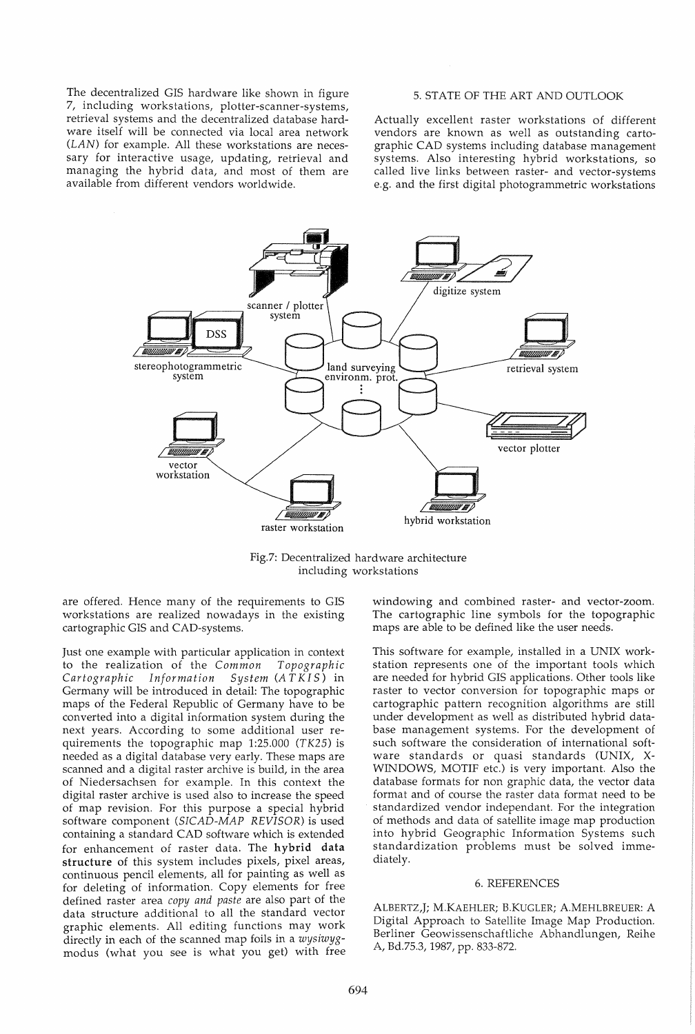The decentralized GIS hardware like shown in figure 7, including workstations, plotter-scanner-systems, retrieval systems and the decentralized database hardware itself will be connected via local area network (*LAN*) for example. All these workstations are necessary for interactive usage, updating, retrieval and managing the hybrid data, and most of them are available from different vendors worldwide.

## 5. STATE OF THE ART AND OUTLOOK

Actually excellent raster workstations of different vendors are known as well as outstanding cartographic CAD systems including database management systems. Also interesting hybrid workstations, so called live links between raster- and vector-systems e.g. and the first digital photogrammetric workstations are offered. Hence many of the requirements to GIS workstations are realized nowadays in the existing cartographic GIS and CAD-systems.

Fig.7: Decentralized hardware architecture including workstations

Just one example with particular application in context to the realization of the *Common Topographic Cartographic Information System* (*ATKIS*) in Germany will be introduced in detail: The topographic maps of the Federal Republic of Germany have to be converted into a digital information system during the next years. According to some additional user requirements the topographic map 1:25.000 (*TK25*) is needed as a digital database very early. These maps are scanned and a digital raster archive is build, in the area of Niedersachsen for example. In this context the digital raster archive is used also to increase the speed of map revision. For this purpose a special hybrid software component (*SICAD-MAP REVISOR*) is used containing a standard CAD software which is extended for enhancement of raster data. The **hybrid data structure** of this system includes pixels, pixel areas, continuous pencil elements, all for painting as well as for deleting of information. Copy elements for free defined raster area *copy and paste* are also part of the data structure additional to all the standard vector graphic elements. All editing functions may work directly in each of the scanned map foils in a *wysiwyg*-modus (what you see is what you get) with free windowing and combined raster- and vector-zoom. The cartographic line symbols for the topographic maps are able to be defined like the user needs.

This software for example, installed in a UNIX workstation represents one of the important tools which are needed for hybrid GIS applications. Other tools like raster to vector conversion for topographic maps or cartographic pattern recognition algorithms are still under development as well as distributed hybrid database management systems. For the development of such software the consideration of international software standards or quasi standards (UNIX, X-WINDOWS, MOTIF etc.) is very important. Also the database formats for non graphic data, the vector data format and of course the raster data format need to be standardized vendor independant. For the integration of methods and data of satellite image map production into hybrid Geographic Information Systems such standardization problems must be solved immediately.

## 6. REFERENCES

ALBERTZ,J; M.KAEHLER; B.KUGLER; A.MEHLBREUER: A Digital Approach to Satellite Image Map Production. Berliner Geowissenschaftliche Abhandlungen, Reihe A, Bd.75.3, 1987, pp. 833-872.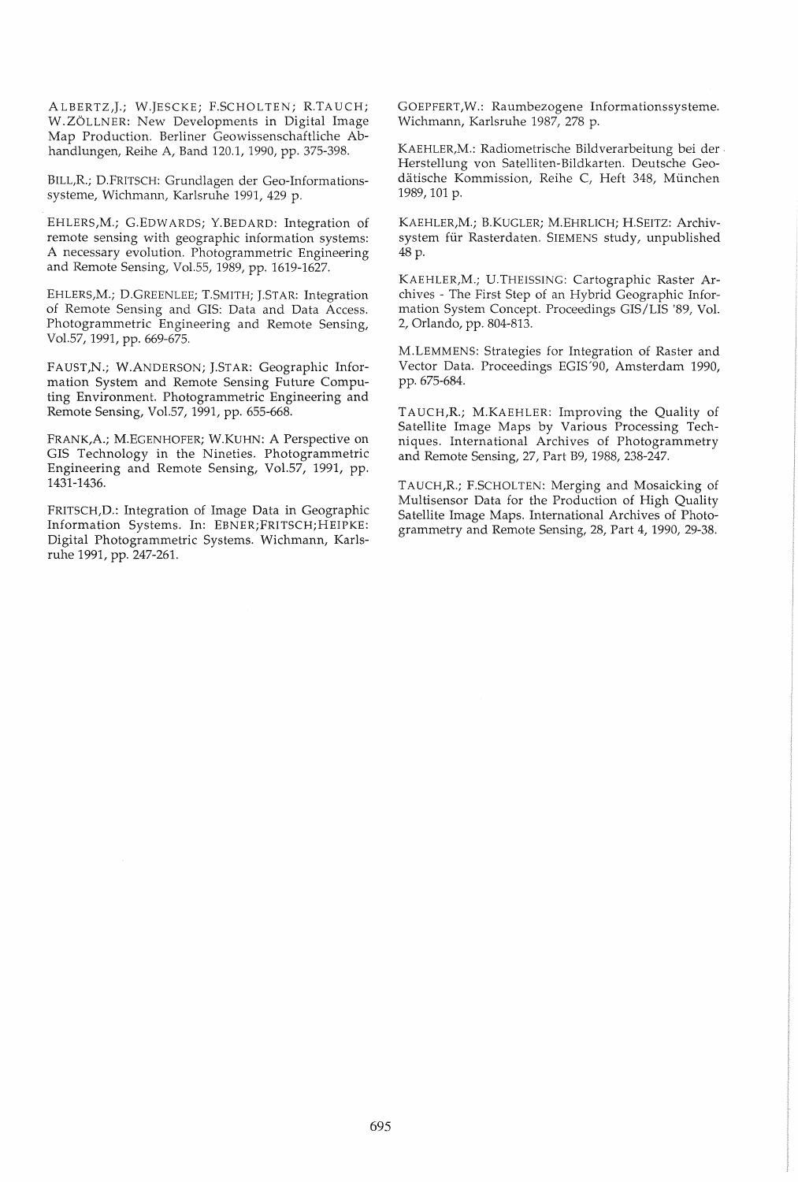ALBERTZ,J.; W.JESCKE; F.SCHOLTEN; R.TAUCH; W.ZÖLLNER: New Developments in Digital Image Map Production. Berliner Geowissenschaftliche Abhandlungen, Reihe A, Band 120.1, 1990, pp. 375-398.

BILL,R.; D.FRITSCH: Grundlagen der Geo-Informationssysteme, Wichmann, Karlsruhe 1991, 429 p.

EHLERS,M.; G.EDWARDS; Y.BEDARD: Integration of remote sensing with geographic information systems: A necessary evolution. Photogrammetric Engineering and Remote Sensing, Vol.55, 1989, pp. 1619-1627.

EHLERS,M.; D.GREENLEE; T.SMITH; J.STAR: Integration of Remote Sensing and GIS: Data and Data Access. Photogrammetric Engineering and Remote Sensing, Vol.57, 1991, pp. 669-675.

FAUST,N.; W.ANDERSON; J.STAR: Geographic Information System and Remote Sensing Future Computing Environment. Photogrammetric Engineering and Remote Sensing, Vol.57, 1991, pp. 655-668.

FRANK,A.; M.EGENHOFER; W.KUHN: A Perspective on GIS Technology in the Nineties. Photogrammetric Engineering and Remote Sensing, Vol.57, 1991, pp. 1431-1436.

FRITSCH,D.: Integration of Image Data in Geographic Information Systems. In: EBNER;FRITSCH;HEIPKE: Digital Photogrammetric Systems. Wichmann, Karlsruhe 1991, pp. 247-261.

GOEPFERT,W.: Raumbezogene Informationssysteme. Wichmann, Karlsruhe 1987, 278 p.

KAEHLER,M.: Radiometrische Bildverarbeitung bei der Herstellung von Satelliten-Bildkarten. Deutsche Geodätische Kommission, Reihe C, Heft 348, München 1989, 101 p.

KAEHLER,M.; B.KUGLER; M.EHRLICH; H.SEITZ: Archivsystem für Rasterdaten. SIEMENS study, unpublished 48 p.

KAEHLER,M.; U.THEISSING: Cartographic Raster Archives - The First Step of an Hybrid Geographic Information System Concept. Proceedings GIS/LIS '89, Vol. 2, Orlando, pp. 804-813.

M.LEMMENS: Strategies for Integration of Raster and Vector Data. Proceedings EGIS'90, Amsterdam 1990, pp. 675-684.

TAUCH,R.; M.KAEHLER: Improving the Quality of Satellite Image Maps by Various Processing Techniques. International Archives of Photogrammetry and Remote Sensing, 27, Part B9, 1988, 238-247.

TAUCH,R.; F.SCHOLTEN: Merging and Mosaicking of Multisensor Data for the Production of High Quality Satellite Image Maps. International Archives of Photogrammetry and Remote Sensing, 28, Part 4, 1990, 29-38.